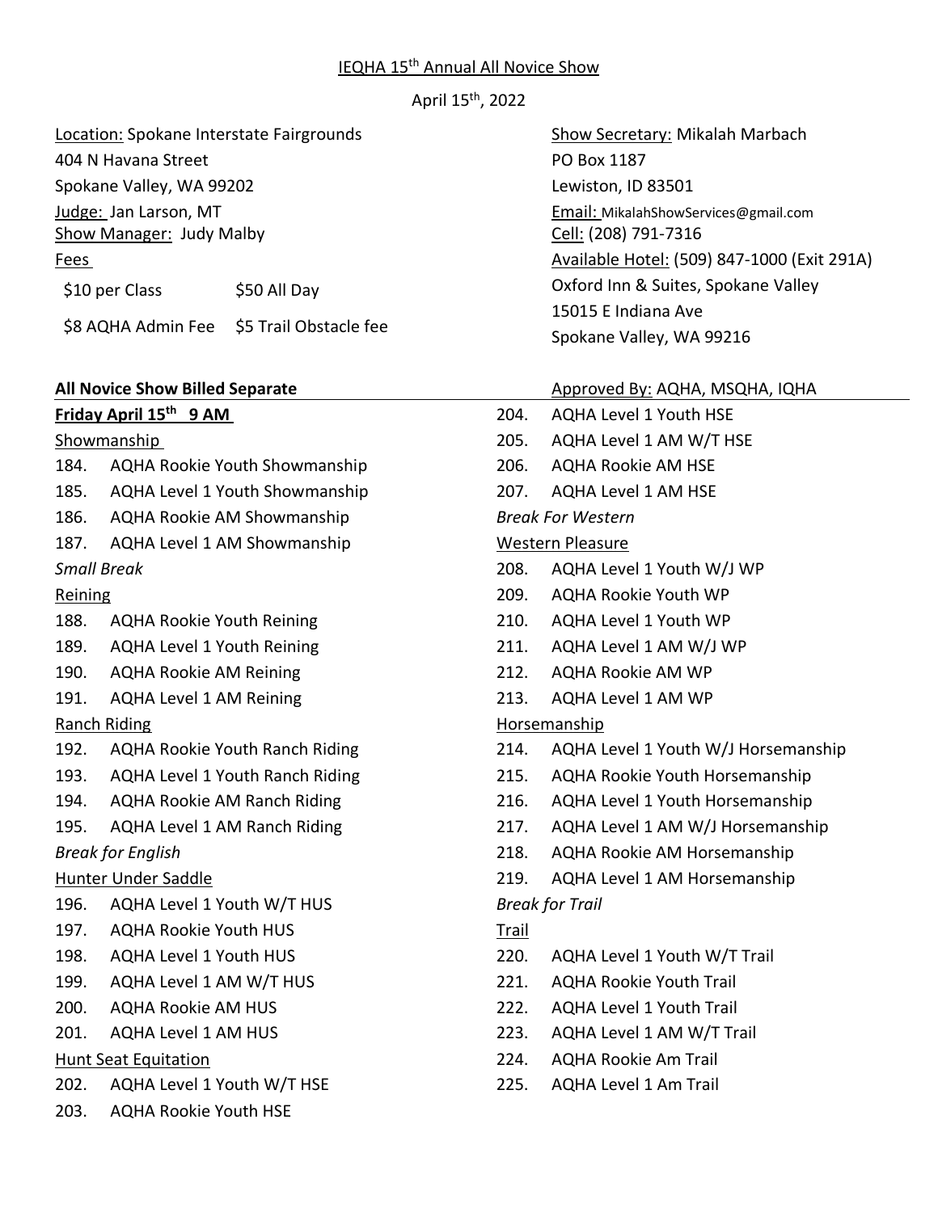# IEQHA 15th Annual All Novice Show

April 15th, 2022

Location: Spokane Interstate Fairgrounds
404 N Havana Street
Spokane Valley, WA 99202

Judge: Jan Larson, MT

Show Manager: Judy Malby

Fees

| | |
|---|---|
| $10 per Class | $50 All Day |
| $8 AQHA Admin Fee | $5 Trail Obstacle fee |

Show Secretary: Mikalah Marbach
PO Box 1187
Lewiston, ID 83501

Email: MikalahShowServices@gmail.com

Cell: (208) 791-7316

Available Hotel: (509) 847-1000 (Exit 291A)
Oxford Inn & Suites, Spokane Valley
15015 E Indiana Ave
Spokane Valley, WA 99216

**All Novice Show Billed Separate**

Approved By: AQHA, MSQHA, IQHA

## Friday April 15th 9 AM

Showmanship

184. AQHA Rookie Youth Showmanship
185. AQHA Level 1 Youth Showmanship
186. AQHA Rookie AM Showmanship
187. AQHA Level 1 AM Showmanship

*Small Break*

Reining

188. AQHA Rookie Youth Reining
189. AQHA Level 1 Youth Reining
190. AQHA Rookie AM Reining
191. AQHA Level 1 AM Reining

Ranch Riding

192. AQHA Rookie Youth Ranch Riding
193. AQHA Level 1 Youth Ranch Riding
194. AQHA Rookie AM Ranch Riding
195. AQHA Level 1 AM Ranch Riding

*Break for English*

Hunter Under Saddle

196. AQHA Level 1 Youth W/T HUS
197. AQHA Rookie Youth HUS
198. AQHA Level 1 Youth HUS
199. AQHA Level 1 AM W/T HUS
200. AQHA Rookie AM HUS
201. AQHA Level 1 AM HUS

Hunt Seat Equitation

202. AQHA Level 1 Youth W/T HSE
203. AQHA Rookie Youth HSE
204. AQHA Level 1 Youth HSE
205. AQHA Level 1 AM W/T HSE
206. AQHA Rookie AM HSE
207. AQHA Level 1 AM HSE

*Break For Western*

Western Pleasure

208. AQHA Level 1 Youth W/J WP
209. AQHA Rookie Youth WP
210. AQHA Level 1 Youth WP
211. AQHA Level 1 AM W/J WP
212. AQHA Rookie AM WP
213. AQHA Level 1 AM WP

Horsemanship

214. AQHA Level 1 Youth W/J Horsemanship
215. AQHA Rookie Youth Horsemanship
216. AQHA Level 1 Youth Horsemanship
217. AQHA Level 1 AM W/J Horsemanship
218. AQHA Rookie AM Horsemanship
219. AQHA Level 1 AM Horsemanship

*Break for Trail*

Trail

220. AQHA Level 1 Youth W/T Trail
221. AQHA Rookie Youth Trail
222. AQHA Level 1 Youth Trail
223. AQHA Level 1 AM W/T Trail
224. AQHA Rookie Am Trail
225. AQHA Level 1 Am Trail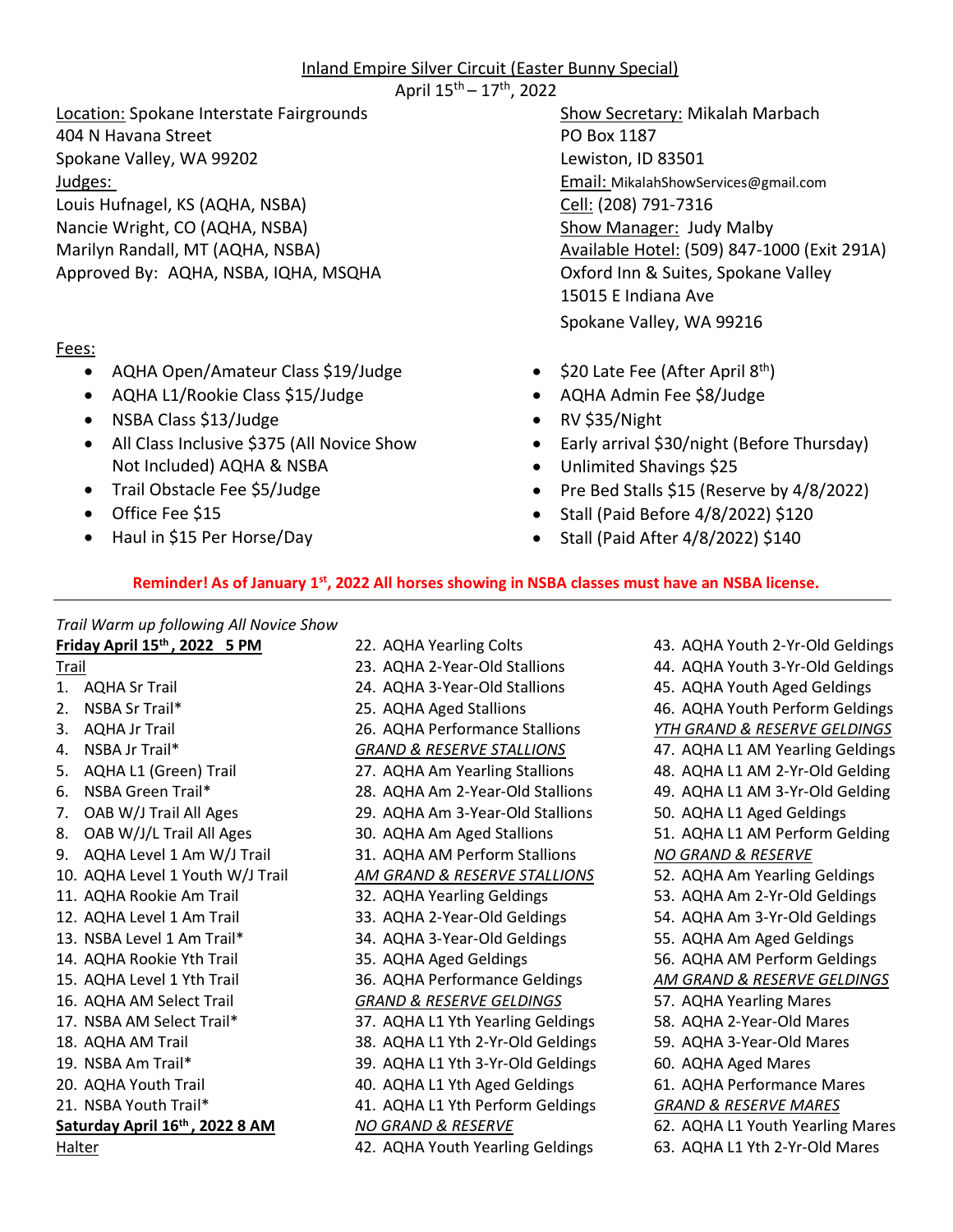# Inland Empire Silver Circuit (Easter Bunny Special)

April 15th – 17th, 2022

Location: Spokane Interstate Fairgrounds
404 N Havana Street
Spokane Valley, WA 99202

Judges:
Louis Hufnagel, KS (AQHA, NSBA)
Nancie Wright, CO (AQHA, NSBA)
Marilyn Randall, MT (AQHA, NSBA)
Approved By: AQHA, NSBA, IQHA, MSQHA

Show Secretary: Mikalah Marbach
PO Box 1187
Lewiston, ID 83501
Email: MikalahShowServices@gmail.com
Cell: (208) 791-7316
Show Manager: Judy Malby
Available Hotel: (509) 847-1000 (Exit 291A)
Oxford Inn & Suites, Spokane Valley
15015 E Indiana Ave
Spokane Valley, WA 99216

Fees:

- AQHA Open/Amateur Class $19/Judge
- AQHA L1/Rookie Class $15/Judge
- NSBA Class $13/Judge
- All Class Inclusive $375 (All Novice Show Not Included) AQHA & NSBA
- Trail Obstacle Fee $5/Judge
- Office Fee $15
- Haul in $15 Per Horse/Day
- $20 Late Fee (After April 8th)
- AQHA Admin Fee $8/Judge
- RV $35/Night
- Early arrival $30/night (Before Thursday)
- Unlimited Shavings $25
- Pre Bed Stalls $15 (Reserve by 4/8/2022)
- Stall (Paid Before 4/8/2022) $120
- Stall (Paid After 4/8/2022) $140

**Reminder! As of January 1st, 2022 All horses showing in NSBA classes must have an NSBA license.**

---

*Trail Warm up following All Novice Show*

**Friday April 15th, 2022 5 PM**

Trail

1. AQHA Sr Trail
2. NSBA Sr Trail*
3. AQHA Jr Trail
4. NSBA Jr Trail*
5. AQHA L1 (Green) Trail
6. NSBA Green Trail*
7. OAB W/J Trail All Ages
8. OAB W/J/L Trail All Ages
9. AQHA Level 1 Am W/J Trail
10. AQHA Level 1 Youth W/J Trail
11. AQHA Rookie Am Trail
12. AQHA Level 1 Am Trail
13. NSBA Level 1 Am Trail*
14. AQHA Rookie Yth Trail
15. AQHA Level 1 Yth Trail
16. AQHA AM Select Trail
17. NSBA AM Select Trail*
18. AQHA AM Trail
19. NSBA Am Trail*
20. AQHA Youth Trail
21. NSBA Youth Trail*

**Saturday April 16th, 2022 8 AM**

Halter

22. AQHA Yearling Colts
23. AQHA 2-Year-Old Stallions
24. AQHA 3-Year-Old Stallions
25. AQHA Aged Stallions
26. AQHA Performance Stallions

*GRAND & RESERVE STALLIONS*

27. AQHA Am Yearling Stallions
28. AQHA Am 2-Year-Old Stallions
29. AQHA Am 3-Year-Old Stallions
30. AQHA Am Aged Stallions
31. AQHA AM Perform Stallions

*AM GRAND & RESERVE STALLIONS*

32. AQHA Yearling Geldings
33. AQHA 2-Year-Old Geldings
34. AQHA 3-Year-Old Geldings
35. AQHA Aged Geldings
36. AQHA Performance Geldings

*GRAND & RESERVE GELDINGS*

37. AQHA L1 Yth Yearling Geldings
38. AQHA L1 Yth 2-Yr-Old Geldings
39. AQHA L1 Yth 3-Yr-Old Geldings
40. AQHA L1 Yth Aged Geldings
41. AQHA L1 Yth Perform Geldings

*NO GRAND & RESERVE*

42. AQHA Youth Yearling Geldings
43. AQHA Youth 2-Yr-Old Geldings
44. AQHA Youth 3-Yr-Old Geldings
45. AQHA Youth Aged Geldings
46. AQHA Youth Perform Geldings

*YTH GRAND & RESERVE GELDINGS*

47. AQHA L1 AM Yearling Geldings
48. AQHA L1 AM 2-Yr-Old Gelding
49. AQHA L1 AM 3-Yr-Old Gelding
50. AQHA L1 Aged Geldings
51. AQHA L1 AM Perform Gelding

*NO GRAND & RESERVE*

52. AQHA Am Yearling Geldings
53. AQHA Am 2-Yr-Old Geldings
54. AQHA Am 3-Yr-Old Geldings
55. AQHA Am Aged Geldings
56. AQHA AM Perform Geldings

*AM GRAND & RESERVE GELDINGS*

57. AQHA Yearling Mares
58. AQHA 2-Year-Old Mares
59. AQHA 3-Year-Old Mares
60. AQHA Aged Mares
61. AQHA Performance Mares

*GRAND & RESERVE MARES*

62. AQHA L1 Youth Yearling Mares
63. AQHA L1 Yth 2-Yr-Old Mares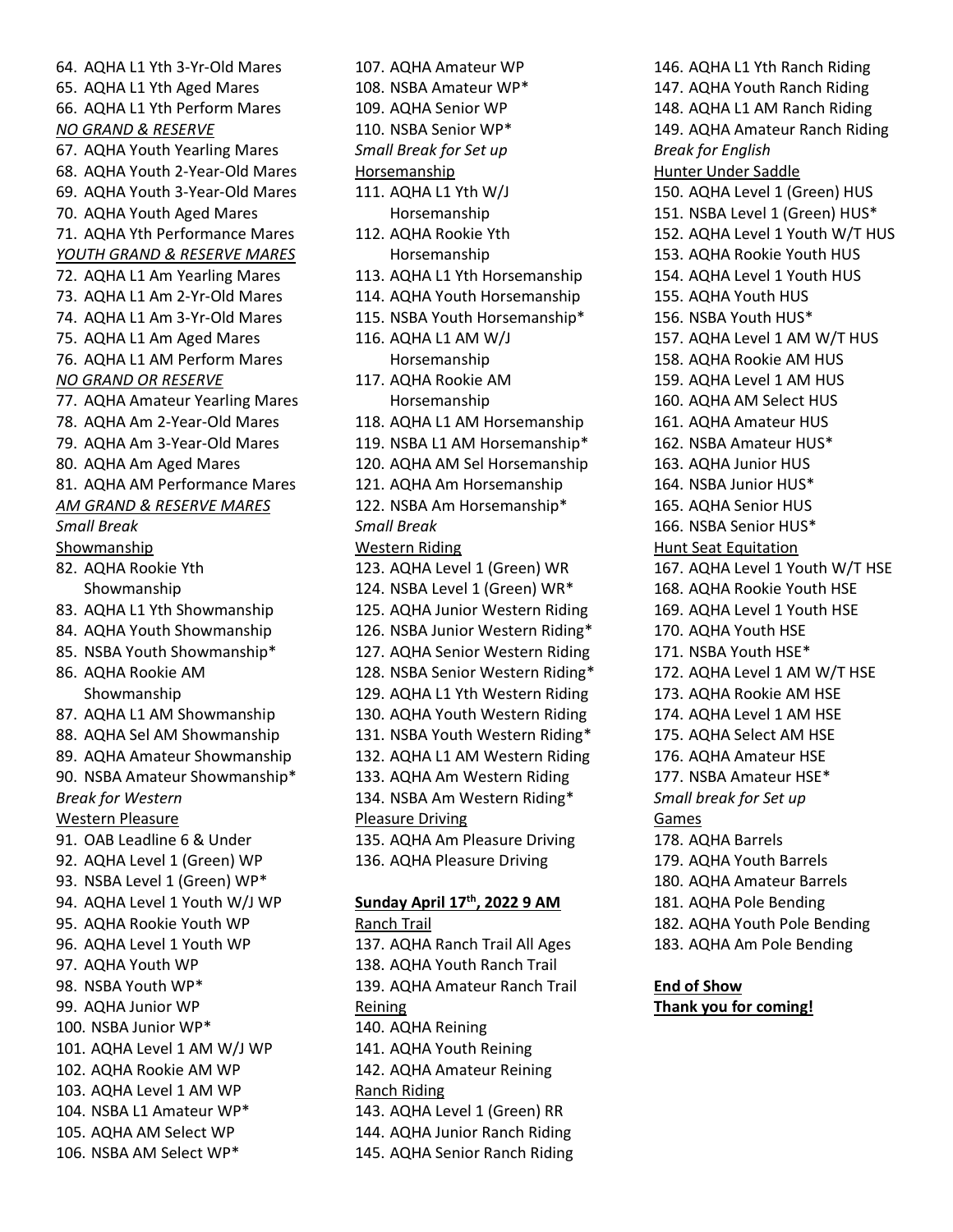64. AQHA L1 Yth 3-Yr-Old Mares
65. AQHA L1 Yth Aged Mares
66. AQHA L1 Yth Perform Mares

*NO GRAND & RESERVE*

67. AQHA Youth Yearling Mares
68. AQHA Youth 2-Year-Old Mares
69. AQHA Youth 3-Year-Old Mares
70. AQHA Youth Aged Mares
71. AQHA Yth Performance Mares

*YOUTH GRAND & RESERVE MARES*

72. AQHA L1 Am Yearling Mares
73. AQHA L1 Am 2-Yr-Old Mares
74. AQHA L1 Am 3-Yr-Old Mares
75. AQHA L1 Am Aged Mares
76. AQHA L1 AM Perform Mares

*NO GRAND OR RESERVE*

77. AQHA Amateur Yearling Mares
78. AQHA Am 2-Year-Old Mares
79. AQHA Am 3-Year-Old Mares
80. AQHA Am Aged Mares
81. AQHA AM Performance Mares

*AM GRAND & RESERVE MARES*

*Small Break*

Showmanship

82. AQHA Rookie Yth Showmanship
83. AQHA L1 Yth Showmanship
84. AQHA Youth Showmanship
85. NSBA Youth Showmanship*
86. AQHA Rookie AM Showmanship
87. AQHA L1 AM Showmanship
88. AQHA Sel AM Showmanship
89. AQHA Amateur Showmanship
90. NSBA Amateur Showmanship*

*Break for Western*

Western Pleasure

91. OAB Leadline 6 & Under
92. AQHA Level 1 (Green) WP
93. NSBA Level 1 (Green) WP*
94. AQHA Level 1 Youth W/J WP
95. AQHA Rookie Youth WP
96. AQHA Level 1 Youth WP
97. AQHA Youth WP
98. NSBA Youth WP*
99. AQHA Junior WP
100. NSBA Junior WP*
101. AQHA Level 1 AM W/J WP
102. AQHA Rookie AM WP
103. AQHA Level 1 AM WP
104. NSBA L1 Amateur WP*
105. AQHA AM Select WP
106. NSBA AM Select WP*
107. AQHA Amateur WP
108. NSBA Amateur WP*
109. AQHA Senior WP
110. NSBA Senior WP*

*Small Break for Set up*

Horsemanship

111. AQHA L1 Yth W/J Horsemanship
112. AQHA Rookie Yth Horsemanship
113. AQHA L1 Yth Horsemanship
114. AQHA Youth Horsemanship
115. NSBA Youth Horsemanship*
116. AQHA L1 AM W/J Horsemanship
117. AQHA Rookie AM Horsemanship
118. AQHA L1 AM Horsemanship
119. NSBA L1 AM Horsemanship*
120. AQHA AM Sel Horsemanship
121. AQHA Am Horsemanship
122. NSBA Am Horsemanship*

*Small Break*

Western Riding

123. AQHA Level 1 (Green) WR
124. NSBA Level 1 (Green) WR*
125. AQHA Junior Western Riding
126. NSBA Junior Western Riding*
127. AQHA Senior Western Riding
128. NSBA Senior Western Riding*
129. AQHA L1 Yth Western Riding
130. AQHA Youth Western Riding
131. NSBA Youth Western Riding*
132. AQHA L1 AM Western Riding
133. AQHA Am Western Riding
134. NSBA Am Western Riding*

Pleasure Driving

135. AQHA Am Pleasure Driving
136. AQHA Pleasure Driving

**Sunday April 17th, 2022 9 AM**

Ranch Trail

137. AQHA Ranch Trail All Ages
138. AQHA Youth Ranch Trail
139. AQHA Amateur Ranch Trail

Reining

140. AQHA Reining
141. AQHA Youth Reining
142. AQHA Amateur Reining

Ranch Riding

143. AQHA Level 1 (Green) RR
144. AQHA Junior Ranch Riding
145. AQHA Senior Ranch Riding
146. AQHA L1 Yth Ranch Riding
147. AQHA Youth Ranch Riding
148. AQHA L1 AM Ranch Riding
149. AQHA Amateur Ranch Riding

*Break for English*

Hunter Under Saddle

150. AQHA Level 1 (Green) HUS
151. NSBA Level 1 (Green) HUS*
152. AQHA Level 1 Youth W/T HUS
153. AQHA Rookie Youth HUS
154. AQHA Level 1 Youth HUS
155. AQHA Youth HUS
156. NSBA Youth HUS*
157. AQHA Level 1 AM W/T HUS
158. AQHA Rookie AM HUS
159. AQHA Level 1 AM HUS
160. AQHA AM Select HUS
161. AQHA Amateur HUS
162. NSBA Amateur HUS*
163. AQHA Junior HUS
164. NSBA Junior HUS*
165. AQHA Senior HUS
166. NSBA Senior HUS*

Hunt Seat Equitation

167. AQHA Level 1 Youth W/T HSE
168. AQHA Rookie Youth HSE
169. AQHA Level 1 Youth HSE
170. AQHA Youth HSE
171. NSBA Youth HSE*
172. AQHA Level 1 AM W/T HSE
173. AQHA Rookie AM HSE
174. AQHA Level 1 AM HSE
175. AQHA Select AM HSE
176. AQHA Amateur HSE
177. NSBA Amateur HSE*

*Small break for Set up*

Games

178. AQHA Barrels
179. AQHA Youth Barrels
180. AQHA Amateur Barrels
181. AQHA Pole Bending
182. AQHA Youth Pole Bending
183. AQHA Am Pole Bending

**End of Show**

**Thank you for coming!**